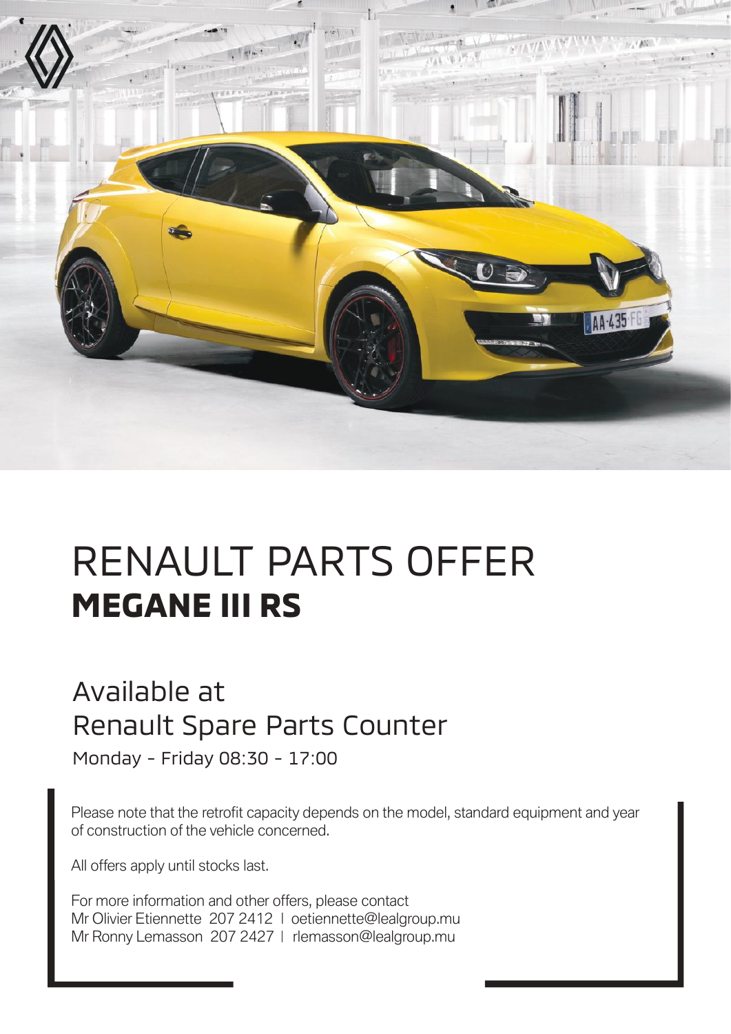# RENAULT PARTS OFFER
## **MEGANE III RS**

## Available at Renault Spare Parts Counter

Monday - Friday 08:30 - 17:00

Please note that the retrofit capacity depends on the model, standard equipment and year of construction of the vehicle concerned.

All offers apply until stocks last.

For more information and other offers, please contact
Mr Olivier Etiennette 207 2412 | oetiennette@lealgroup.mu
Mr Ronny Lemasson 207 2427 | rlemasson@lealgroup.mu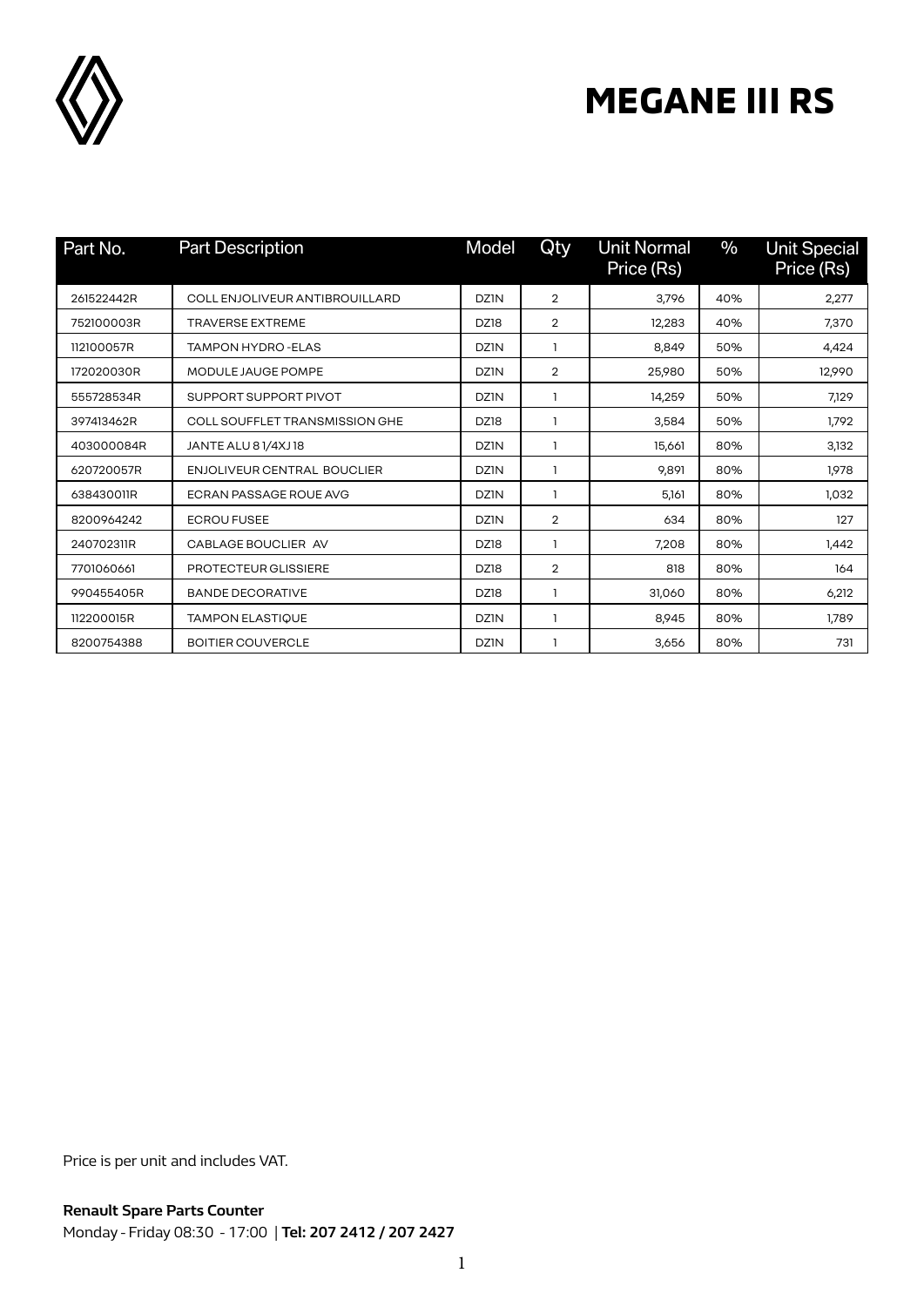# MEGANE III RS

| Part No. | Part Description | Model | Qty | Unit Normal Price (Rs) | % | Unit Special Price (Rs) |
|---|---|---|---|---|---|---|
| 261522442R | COLL ENJOLIVEUR ANTIBROUILLARD | DZ1N | 2 | 3,796 | 40% | 2,277 |
| 752100003R | TRAVERSE EXTREME | DZ18 | 2 | 12,283 | 40% | 7,370 |
| 112100057R | TAMPON HYDRO -ELAS | DZ1N | 1 | 8,849 | 50% | 4,424 |
| 172020030R | MODULE JAUGE POMPE | DZ1N | 2 | 25,980 | 50% | 12,990 |
| 555728534R | SUPPORT SUPPORT PIVOT | DZ1N | 1 | 14,259 | 50% | 7,129 |
| 397413462R | COLL SOUFFLET TRANSMISSION GHE | DZ18 | 1 | 3,584 | 50% | 1,792 |
| 403000084R | JANTE ALU 8 1/4XJ 18 | DZ1N | 1 | 15,661 | 80% | 3,132 |
| 620720057R | ENJOLIVEUR CENTRAL BOUCLIER | DZ1N | 1 | 9,891 | 80% | 1,978 |
| 638430011R | ECRAN PASSAGE ROUE AVG | DZ1N | 1 | 5,161 | 80% | 1,032 |
| 8200964242 | ECROU FUSEE | DZ1N | 2 | 634 | 80% | 127 |
| 240702311R | CABLAGE BOUCLIER AV | DZ18 | 1 | 7,208 | 80% | 1,442 |
| 7701060661 | PROTECTEUR GLISSIERE | DZ18 | 2 | 818 | 80% | 164 |
| 990455405R | BANDE DECORATIVE | DZ18 | 1 | 31,060 | 80% | 6,212 |
| 112200015R | TAMPON ELASTIQUE | DZ1N | 1 | 8,945 | 80% | 1,789 |
| 8200754388 | BOITIER COUVERCLE | DZ1N | 1 | 3,656 | 80% | 731 |

Price is per unit and includes VAT.

**Renault Spare Parts Counter**
Monday - Friday 08:30 - 17:00 | **Tel: 207 2412 / 207 2427**